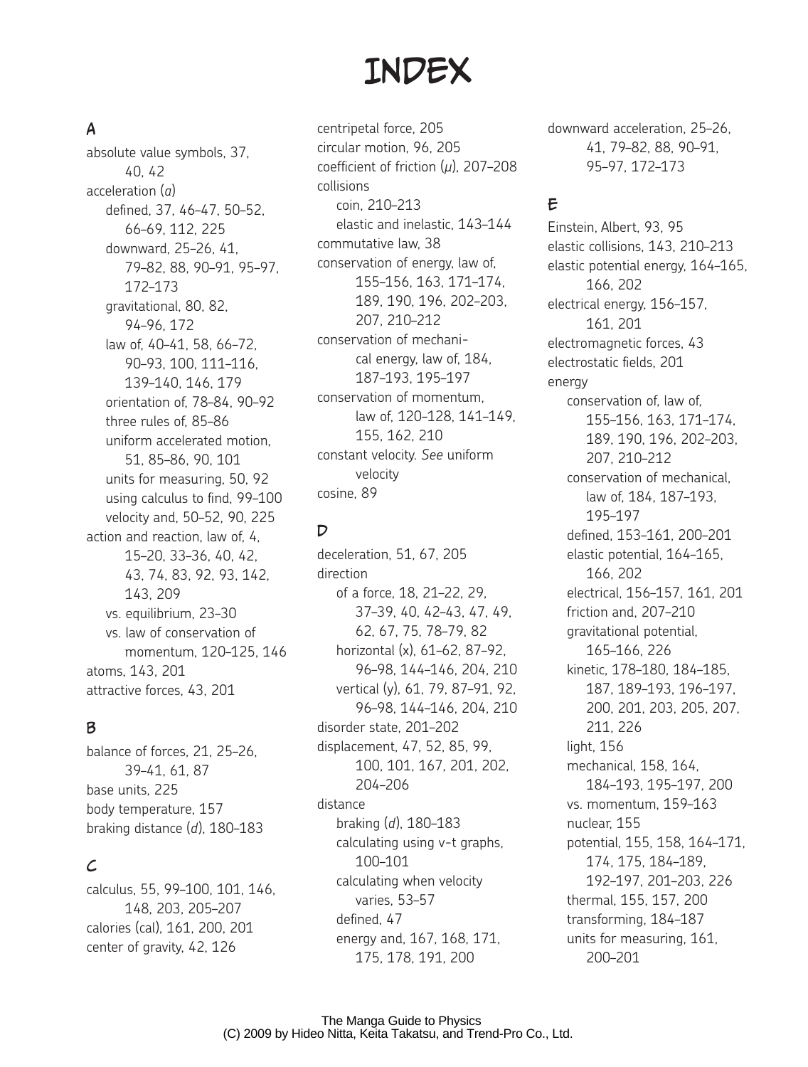# INDEX

## A

absolute value symbols, 37, 40, 42
acceleration (*a*)
- defined, 37, 46–47, 50–52, 66–69, 112, 225
- downward, 25–26, 41, 79–82, 88, 90–91, 95–97, 172–173
- gravitational, 80, 82, 94–96, 172
- law of, 40–41, 58, 66–72, 90–93, 100, 111–116, 139–140, 146, 179
- orientation of, 78–84, 90–92
- three rules of, 85–86
- uniform accelerated motion, 51, 85–86, 90, 101
- units for measuring, 50, 92
- using calculus to find, 99–100
- velocity and, 50–52, 90, 225

action and reaction, law of, 4, 15–20, 33–36, 40, 42, 43, 74, 83, 92, 93, 142, 143, 209
- vs. equilibrium, 23–30
- vs. law of conservation of momentum, 120–125, 146

atoms, 143, 201
attractive forces, 43, 201

## B

balance of forces, 21, 25–26, 39–41, 61, 87
base units, 225
body temperature, 157
braking distance (*d*), 180–183

## C

calculus, 55, 99–100, 101, 146, 148, 203, 205–207
calories (cal), 161, 200, 201
center of gravity, 42, 126
centripetal force, 205
circular motion, 96, 205
coefficient of friction ($\mu$), 207–208
collisions
- coin, 210–213
- elastic and inelastic, 143–144

commutative law, 38
conservation of energy, law of, 155–156, 163, 171–174, 189, 190, 196, 202–203, 207, 210–212
conservation of mechanical energy, law of, 184, 187–193, 195–197
conservation of momentum, law of, 120–128, 141–149, 155, 162, 210
constant velocity. *See* uniform velocity
cosine, 89

## D

deceleration, 51, 67, 205
direction
- of a force, 18, 21–22, 29, 37–39, 40, 42–43, 47, 49, 62, 67, 75, 78–79, 82
- horizontal (*x*), 61–62, 87–92, 96–98, 144–146, 204, 210
- vertical (*y*), 61, 79, 87–91, 92, 96–98, 144–146, 204, 210

disorder state, 201–202
displacement, 47, 52, 85, 99, 100, 101, 167, 201, 202, 204–206
distance
- braking (*d*), 180–183
- calculating using v-t graphs, 100–101
- calculating when velocity varies, 53–57
- defined, 47
- energy and, 167, 168, 171, 175, 178, 191, 200

downward acceleration, 25–26, 41, 79–82, 88, 90–91, 95–97, 172–173

## E

Einstein, Albert, 93, 95
elastic collisions, 143, 210–213
elastic potential energy, 164–165, 166, 202
electrical energy, 156–157, 161, 201
electromagnetic forces, 43
electrostatic fields, 201
energy
- conservation of, law of, 155–156, 163, 171–174, 189, 190, 196, 202–203, 207, 210–212
- conservation of mechanical, law of, 184, 187–193, 195–197
- defined, 153–161, 200–201
- elastic potential, 164–165, 166, 202
- electrical, 156–157, 161, 201
- friction and, 207–210
- gravitational potential, 165–166, 226
- kinetic, 178–180, 184–185, 187, 189–193, 196–197, 200, 201, 203, 205, 207, 211, 226
- light, 156
- mechanical, 158, 164, 184–193, 195–197, 200
- vs. momentum, 159–163
- nuclear, 155
- potential, 155, 158, 164–171, 174, 175, 184–189, 192–197, 201–203, 226
- thermal, 155, 157, 200
- transforming, 184–187
- units for measuring, 161, 200–201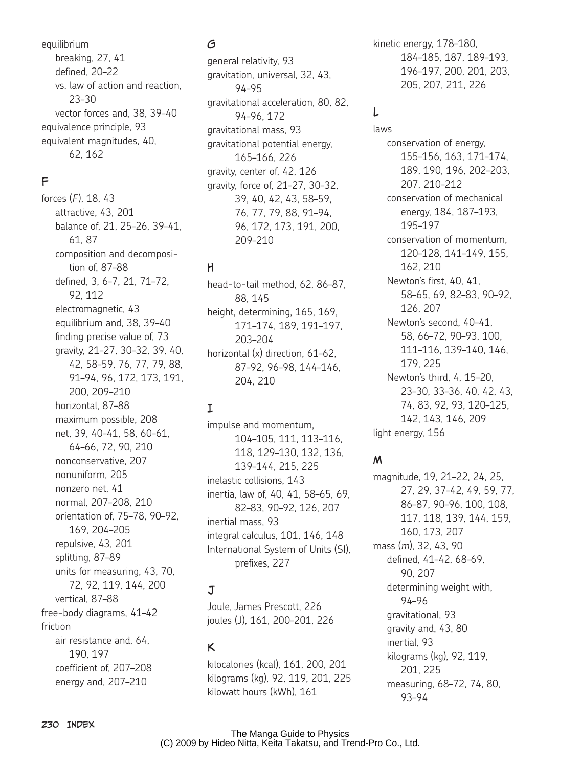equilibrium
- breaking, 27, 41
- defined, 20–22
- vs. law of action and reaction, 23–30
- vector forces and, 38, 39–40

equivalence principle, 93

equivalent magnitudes, 40, 62, 162

## F

forces (*F*), 18, 43
- attractive, 43, 201
- balance of, 21, 25–26, 39–41, 61, 87
- composition and decomposition of, 87–88
- defined, 3, 6–7, 21, 71–72, 92, 112
- electromagnetic, 43
- equilibrium and, 38, 39–40
- finding precise value of, 73
- gravity, 21–27, 30–32, 39, 40, 42, 58–59, 76, 77, 79, 88, 91–94, 96, 172, 173, 191, 200, 209–210
- horizontal, 87–88
- maximum possible, 208
- net, 39, 40–41, 58, 60–61, 64–66, 72, 90, 210
- nonconservative, 207
- nonuniform, 205
- nonzero net, 41
- normal, 207–208, 210
- orientation of, 75–78, 90–92, 169, 204–205
- repulsive, 43, 201
- splitting, 87–89
- units for measuring, 43, 70, 72, 92, 119, 144, 200
- vertical, 87–88

free-body diagrams, 41–42

friction
- air resistance and, 64, 190, 197
- coefficient of, 207–208
- energy and, 207–210

## G

general relativity, 93

gravitation, universal, 32, 43, 94–95

gravitational acceleration, 80, 82, 94–96, 172

gravitational mass, 93

gravitational potential energy, 165–166, 226

gravity, center of, 42, 126

gravity, force of, 21–27, 30–32, 39, 40, 42, 43, 58–59, 76, 77, 79, 88, 91–94, 96, 172, 173, 191, 200, 209–210

## H

head-to-tail method, 62, 86–87, 88, 145

height, determining, 165, 169, 171–174, 189, 191–197, 203–204

horizontal (x) direction, 61–62, 87–92, 96–98, 144–146, 204, 210

## I

impulse and momentum, 104–105, 111, 113–116, 118, 129–130, 132, 136, 139–144, 215, 225

inelastic collisions, 143

inertia, law of, 40, 41, 58–65, 69, 82–83, 90–92, 126, 207

inertial mass, 93

integral calculus, 101, 146, 148

International System of Units (SI), prefixes, 227

## J

Joule, James Prescott, 226

joules (J), 161, 200–201, 226

## K

kilocalories (kcal), 161, 200, 201

kilograms (kg), 92, 119, 201, 225

kilowatt hours (kWh), 161

kinetic energy, 178–180, 184–185, 187, 189–193, 196–197, 200, 201, 203, 205, 207, 211, 226

## L

laws
- conservation of energy, 155–156, 163, 171–174, 189, 190, 196, 202–203, 207, 210–212
- conservation of mechanical energy, 184, 187–193, 195–197
- conservation of momentum, 120–128, 141–149, 155, 162, 210
- Newton's first, 40, 41, 58–65, 69, 82–83, 90–92, 126, 207
- Newton's second, 40–41, 58, 66–72, 90–93, 100, 111–116, 139–140, 146, 179, 225
- Newton's third, 4, 15–20, 23–30, 33–36, 40, 42, 43, 74, 83, 92, 93, 120–125, 142, 143, 146, 209

light energy, 156

## M

magnitude, 19, 21–22, 24, 25, 27, 29, 37–42, 49, 59, 77, 86–87, 90–96, 100, 108, 117, 118, 139, 144, 159, 160, 173, 207

mass (*m*), 32, 43, 90
- defined, 41–42, 68–69, 90, 207
- determining weight with, 94–96
- gravitational, 93
- gravity and, 43, 80
- inertial, 93
- kilograms (kg), 92, 119, 201, 225
- measuring, 68–72, 74, 80, 93–94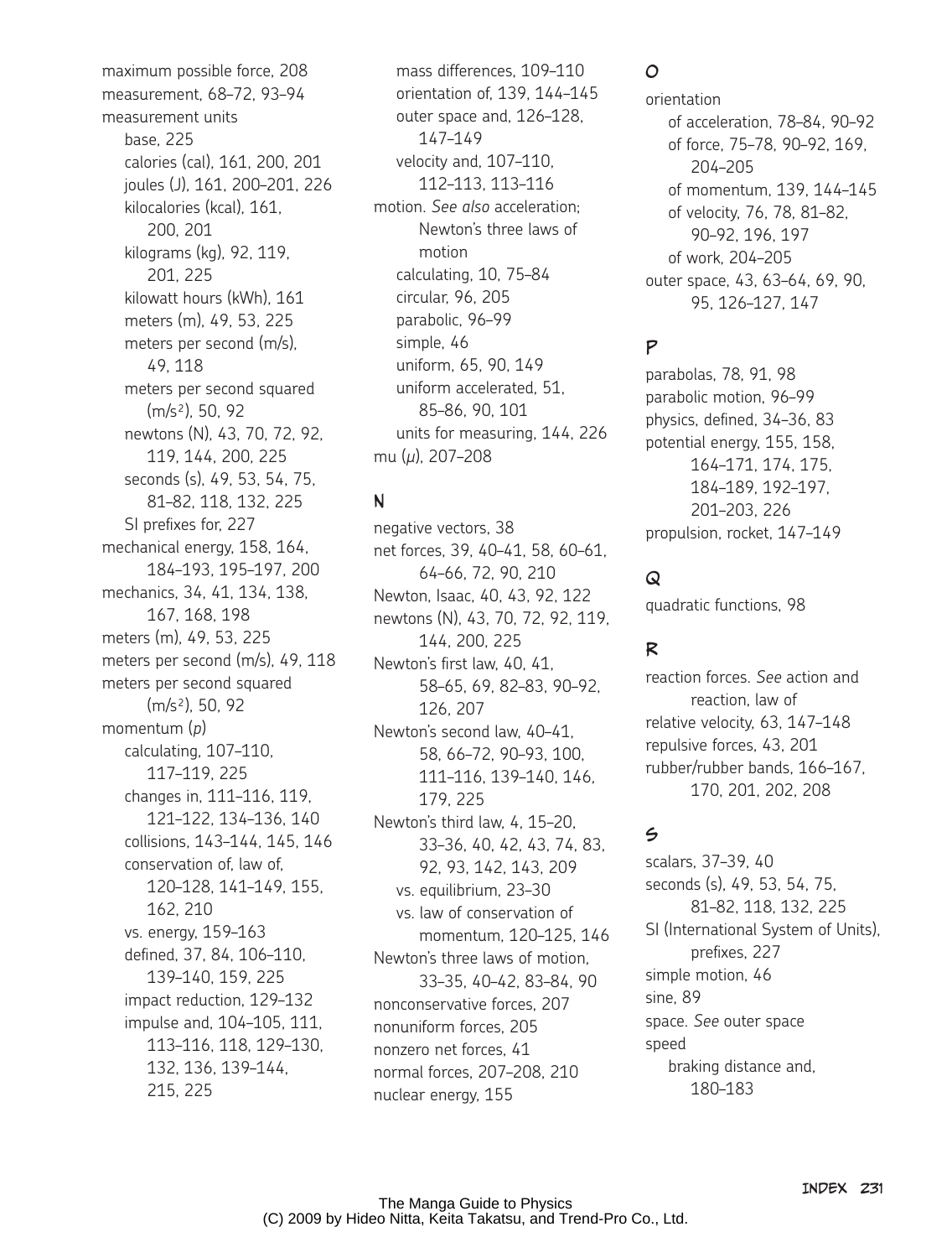maximum possible force, 208
measurement, 68–72, 93–94
measurement units
- base, 225
- calories (cal), 161, 200, 201
- joules (J), 161, 200–201, 226
- kilocalories (kcal), 161, 200, 201
- kilograms (kg), 92, 119, 201, 225
- kilowatt hours (kWh), 161
- meters (m), 49, 53, 225
- meters per second (m/s), 49, 118
- meters per second squared ($m/s^2$), 50, 92
- newtons (N), 43, 70, 72, 92, 119, 144, 200, 225
- seconds (s), 49, 53, 54, 75, 81–82, 118, 132, 225
- SI prefixes for, 227

mechanical energy, 158, 164, 184–193, 195–197, 200
mechanics, 34, 41, 134, 138, 167, 168, 198
meters (m), 49, 53, 225
meters per second (m/s), 49, 118
meters per second squared ($m/s^2$), 50, 92
momentum ($p$)
- calculating, 107–110, 117–119, 225
- changes in, 111–116, 119, 121–122, 134–136, 140
- collisions, 143–144, 145, 146
- conservation of, law of, 120–128, 141–149, 155, 162, 210
- vs. energy, 159–163
- defined, 37, 84, 106–110, 139–140, 159, 225
- impact reduction, 129–132
- impulse and, 104–105, 111, 113–116, 118, 129–130, 132, 136, 139–144, 215, 225
- mass differences, 109–110
- orientation of, 139, 144–145
- outer space and, 126–128, 147–149
- velocity and, 107–110, 112–113, 113–116

motion. *See also* acceleration; Newton's three laws of motion
- calculating, 10, 75–84
- circular, 96, 205
- parabolic, 96–99
- simple, 46
- uniform, 65, 90, 149
- uniform accelerated, 51, 85–86, 90, 101
- units for measuring, 144, 226

mu ($\mu$), 207–208

## N

negative vectors, 38
net forces, 39, 40–41, 58, 60–61, 64–66, 72, 90, 210
Newton, Isaac, 40, 43, 92, 122
newtons (N), 43, 70, 72, 92, 119, 144, 200, 225
Newton's first law, 40, 41, 58–65, 69, 82–83, 90–92, 126, 207
Newton's second law, 40–41, 58, 66–72, 90–93, 100, 111–116, 139–140, 146, 179, 225
Newton's third law, 4, 15–20, 33–36, 40, 42, 43, 74, 83, 92, 93, 142, 143, 209
- vs. equilibrium, 23–30
- vs. law of conservation of momentum, 120–125, 146

Newton's three laws of motion, 33–35, 40–42, 83–84, 90
nonconservative forces, 207
nonuniform forces, 205
nonzero net forces, 41
normal forces, 207–208, 210
nuclear energy, 155

## O

orientation
- of acceleration, 78–84, 90–92
- of force, 75–78, 90–92, 169, 204–205
- of momentum, 139, 144–145
- of velocity, 76, 78, 81–82, 90–92, 196, 197
- of work, 204–205

outer space, 43, 63–64, 69, 90, 95, 126–127, 147

## P

parabolas, 78, 91, 98
parabolic motion, 96–99
physics, defined, 34–36, 83
potential energy, 155, 158, 164–171, 174, 175, 184–189, 192–197, 201–203, 226
propulsion, rocket, 147–149

## Q

quadratic functions, 98

## R

reaction forces. *See* action and reaction, law of
relative velocity, 63, 147–148
repulsive forces, 43, 201
rubber/rubber bands, 166–167, 170, 201, 202, 208

## S

scalars, 37–39, 40
seconds (s), 49, 53, 54, 75, 81–82, 118, 132, 225
SI (International System of Units), prefixes, 227
simple motion, 46
sine, 89
space. *See* outer space
speed
- braking distance and, 180–183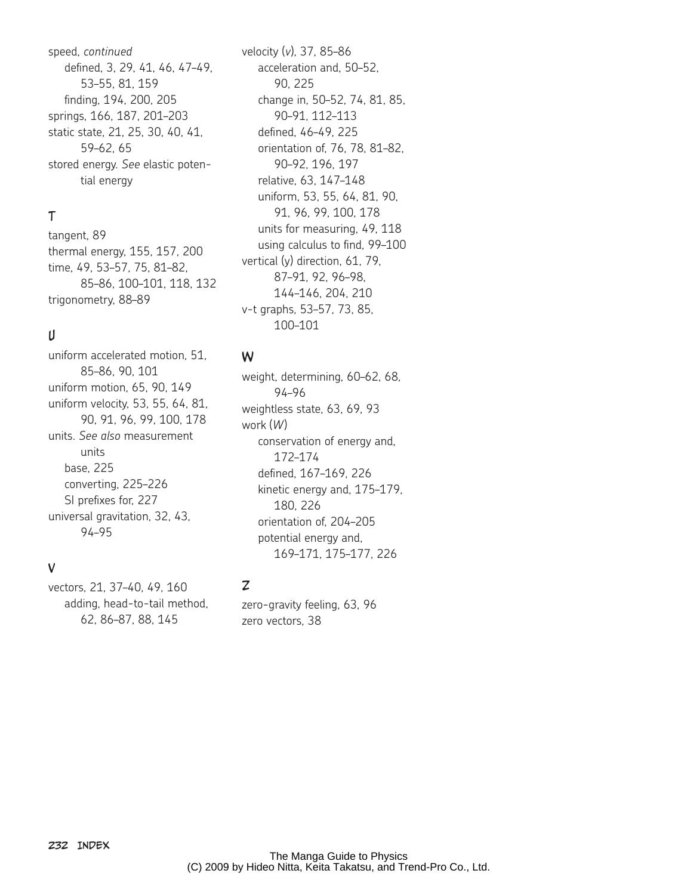speed, *continued*
  defined, 3, 29, 41, 46, 47–49, 53–55, 81, 159
  finding, 194, 200, 205
springs, 166, 187, 201–203
static state, 21, 25, 30, 40, 41, 59–62, 65
stored energy. *See* elastic potential energy

## T

tangent, 89
thermal energy, 155, 157, 200
time, 49, 53–57, 75, 81–82, 85–86, 100–101, 118, 132
trigonometry, 88–89

## U

uniform accelerated motion, 51, 85–86, 90, 101
uniform motion, 65, 90, 149
uniform velocity, 53, 55, 64, 81, 90, 91, 96, 99, 100, 178
units. *See also* measurement units
  base, 225
  converting, 225–226
  SI prefixes for, 227
universal gravitation, 32, 43, 94–95

## V

vectors, 21, 37–40, 49, 160
  adding, head-to-tail method, 62, 86–87, 88, 145
velocity (*v*), 37, 85–86
  acceleration and, 50–52, 90, 225
  change in, 50–52, 74, 81, 85, 90–91, 112–113
  defined, 46–49, 225
  orientation of, 76, 78, 81–82, 90–92, 196, 197
  relative, 63, 147–148
  uniform, 53, 55, 64, 81, 90, 91, 96, 99, 100, 178
  units for measuring, 49, 118
  using calculus to find, 99–100
vertical (y) direction, 61, 79, 87–91, 92, 96–98, 144–146, 204, 210
v-t graphs, 53–57, 73, 85, 100–101

## W

weight, determining, 60–62, 68, 94–96
weightless state, 63, 69, 93
work (*W*)
  conservation of energy and, 172–174
  defined, 167–169, 226
  kinetic energy and, 175–179, 180, 226
  orientation of, 204–205
  potential energy and, 169–171, 175–177, 226

## Z

zero-gravity feeling, 63, 96
zero vectors, 38

The Manga Guide to Physics
(C) 2009 by Hideo Nitta, Keita Takatsu, and Trend-Pro Co., Ltd.